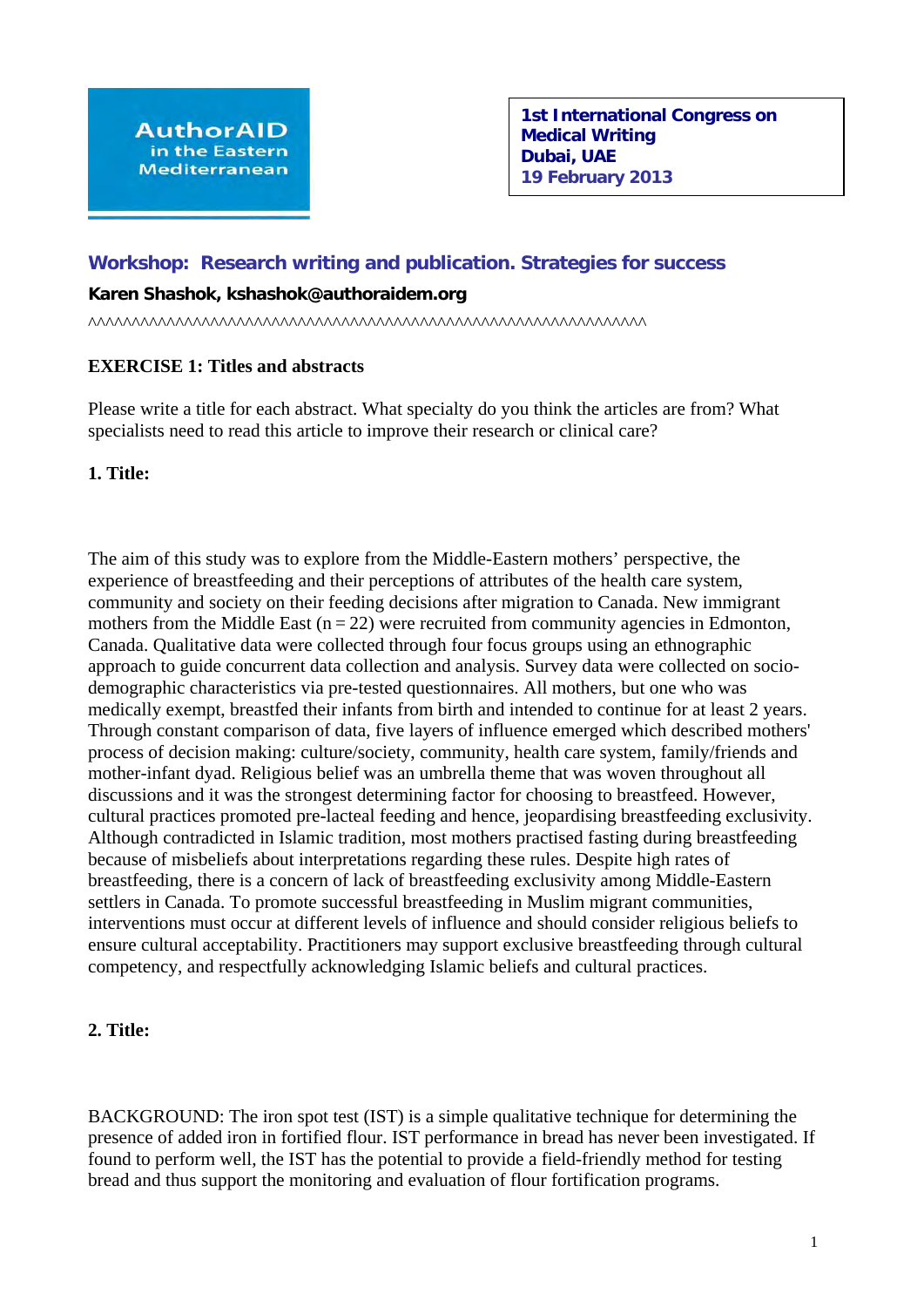AuthorAID in the Eastern Mediterranean

**1st International Congress on Medical Writing**
**Dubai, UAE**
**19 February 2013**

## Workshop: Research writing and publication. Strategies for success

**Karen Shashok, kshashok@authoraidem.org**

^^^^^^^^^^^^^^^^^^^^^^^^^^^^^^^^^^^^^^^^^^^^^^^^^^^^^^^^^^^^^^^^^^^^^

### EXERCISE 1: Titles and abstracts

Please write a title for each abstract. What specialty do you think the articles are from? What specialists need to read this article to improve their research or clinical care?

**1. Title:**

The aim of this study was to explore from the Middle-Eastern mothers' perspective, the experience of breastfeeding and their perceptions of attributes of the health care system, community and society on their feeding decisions after migration to Canada. New immigrant mothers from the Middle East (n = 22) were recruited from community agencies in Edmonton, Canada. Qualitative data were collected through four focus groups using an ethnographic approach to guide concurrent data collection and analysis. Survey data were collected on socio-demographic characteristics via pre-tested questionnaires. All mothers, but one who was medically exempt, breastfed their infants from birth and intended to continue for at least 2 years. Through constant comparison of data, five layers of influence emerged which described mothers' process of decision making: culture/society, community, health care system, family/friends and mother-infant dyad. Religious belief was an umbrella theme that was woven throughout all discussions and it was the strongest determining factor for choosing to breastfeed. However, cultural practices promoted pre-lacteal feeding and hence, jeopardising breastfeeding exclusivity. Although contradicted in Islamic tradition, most mothers practised fasting during breastfeeding because of misbeliefs about interpretations regarding these rules. Despite high rates of breastfeeding, there is a concern of lack of breastfeeding exclusivity among Middle-Eastern settlers in Canada. To promote successful breastfeeding in Muslim migrant communities, interventions must occur at different levels of influence and should consider religious beliefs to ensure cultural acceptability. Practitioners may support exclusive breastfeeding through cultural competency, and respectfully acknowledging Islamic beliefs and cultural practices.

**2. Title:**

BACKGROUND: The iron spot test (IST) is a simple qualitative technique for determining the presence of added iron in fortified flour. IST performance in bread has never been investigated. If found to perform well, the IST has the potential to provide a field-friendly method for testing bread and thus support the monitoring and evaluation of flour fortification programs.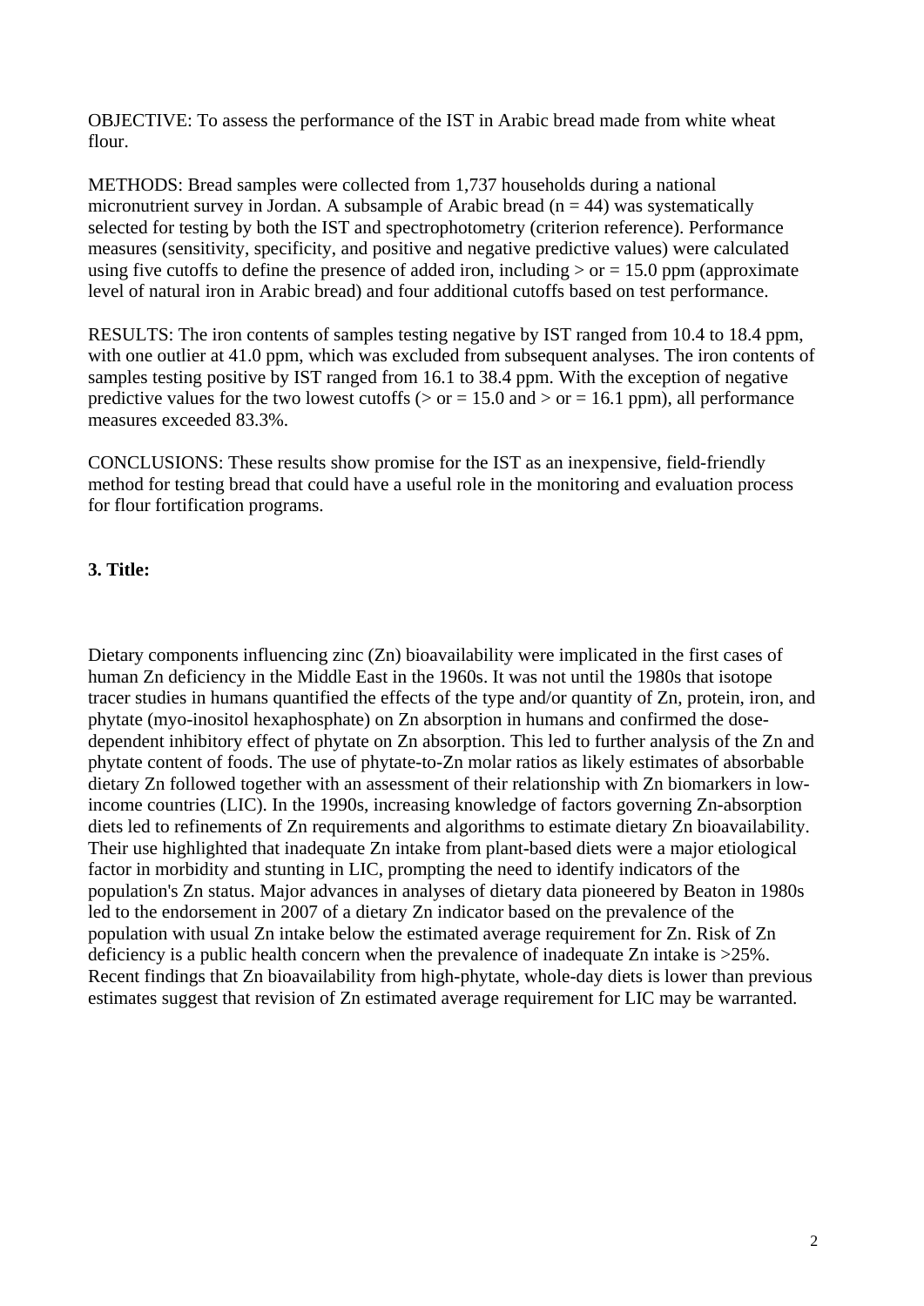OBJECTIVE: To assess the performance of the IST in Arabic bread made from white wheat flour.

METHODS: Bread samples were collected from 1,737 households during a national micronutrient survey in Jordan. A subsample of Arabic bread (n = 44) was systematically selected for testing by both the IST and spectrophotometry (criterion reference). Performance measures (sensitivity, specificity, and positive and negative predictive values) were calculated using five cutoffs to define the presence of added iron, including > or = 15.0 ppm (approximate level of natural iron in Arabic bread) and four additional cutoffs based on test performance.

RESULTS: The iron contents of samples testing negative by IST ranged from 10.4 to 18.4 ppm, with one outlier at 41.0 ppm, which was excluded from subsequent analyses. The iron contents of samples testing positive by IST ranged from 16.1 to 38.4 ppm. With the exception of negative predictive values for the two lowest cutoffs (> or = 15.0 and > or = 16.1 ppm), all performance measures exceeded 83.3%.

CONCLUSIONS: These results show promise for the IST as an inexpensive, field-friendly method for testing bread that could have a useful role in the monitoring and evaluation process for flour fortification programs.

**3. Title:**

Dietary components influencing zinc (Zn) bioavailability were implicated in the first cases of human Zn deficiency in the Middle East in the 1960s. It was not until the 1980s that isotope tracer studies in humans quantified the effects of the type and/or quantity of Zn, protein, iron, and phytate (myo-inositol hexaphosphate) on Zn absorption in humans and confirmed the dose-dependent inhibitory effect of phytate on Zn absorption. This led to further analysis of the Zn and phytate content of foods. The use of phytate-to-Zn molar ratios as likely estimates of absorbable dietary Zn followed together with an assessment of their relationship with Zn biomarkers in low-income countries (LIC). In the 1990s, increasing knowledge of factors governing Zn-absorption diets led to refinements of Zn requirements and algorithms to estimate dietary Zn bioavailability. Their use highlighted that inadequate Zn intake from plant-based diets were a major etiological factor in morbidity and stunting in LIC, prompting the need to identify indicators of the population's Zn status. Major advances in analyses of dietary data pioneered by Beaton in 1980s led to the endorsement in 2007 of a dietary Zn indicator based on the prevalence of the population with usual Zn intake below the estimated average requirement for Zn. Risk of Zn deficiency is a public health concern when the prevalence of inadequate Zn intake is >25%. Recent findings that Zn bioavailability from high-phytate, whole-day diets is lower than previous estimates suggest that revision of Zn estimated average requirement for LIC may be warranted.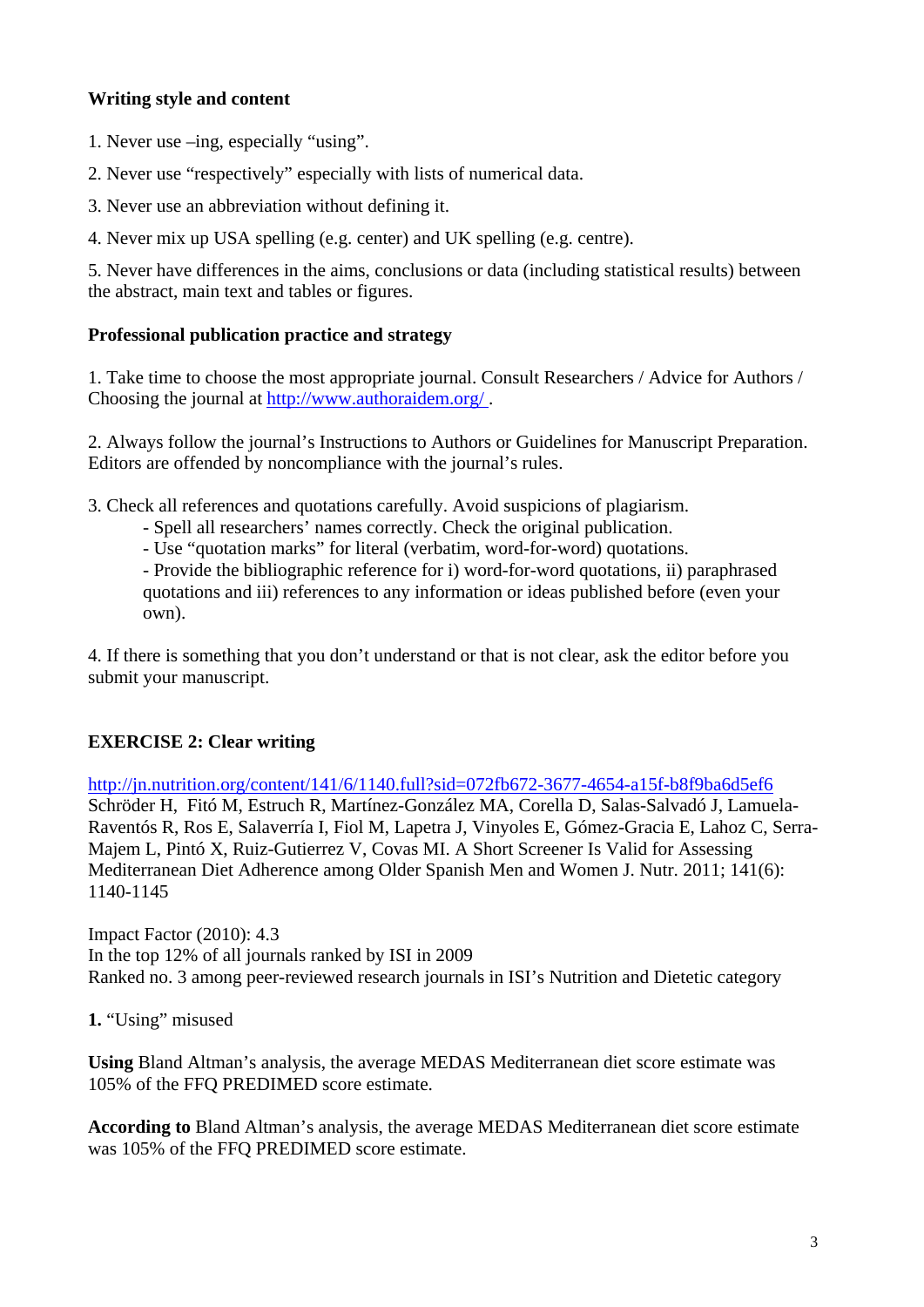**Writing style and content**

1. Never use –ing, especially “using”.

2. Never use “respectively” especially with lists of numerical data.

3. Never use an abbreviation without defining it.

4. Never mix up USA spelling (e.g. center) and UK spelling (e.g. centre).

5. Never have differences in the aims, conclusions or data (including statistical results) between the abstract, main text and tables or figures.

**Professional publication practice and strategy**

1. Take time to choose the most appropriate journal. Consult Researchers / Advice for Authors / Choosing the journal at http://www.authoraidem.org/ .

2. Always follow the journal’s Instructions to Authors or Guidelines for Manuscript Preparation. Editors are offended by noncompliance with the journal’s rules.

3. Check all references and quotations carefully. Avoid suspicions of plagiarism.
 - Spell all researchers’ names correctly. Check the original publication.
 - Use “quotation marks” for literal (verbatim, word-for-word) quotations.
 - Provide the bibliographic reference for i) word-for-word quotations, ii) paraphrased quotations and iii) references to any information or ideas published before (even your own).

4. If there is something that you don’t understand or that is not clear, ask the editor before you submit your manuscript.

**EXERCISE 2: Clear writing**

http://jn.nutrition.org/content/141/6/1140.full?sid=072fb672-3677-4654-a15f-b8f9ba6d5ef6
Schröder H, Fitó M, Estruch R, Martínez-González MA, Corella D, Salas-Salvadó J, Lamuela-Raventós R, Ros E, Salaverría I, Fiol M, Lapetra J, Vinyoles E, Gómez-Gracia E, Lahoz C, Serra-Majem L, Pintó X, Ruiz-Gutierrez V, Covas MI. A Short Screener Is Valid for Assessing Mediterranean Diet Adherence among Older Spanish Men and Women J. Nutr. 2011; 141(6): 1140-1145

Impact Factor (2010): 4.3
In the top 12% of all journals ranked by ISI in 2009
Ranked no. 3 among peer-reviewed research journals in ISI’s Nutrition and Dietetic category

**1.** “Using” misused

**Using** Bland Altman’s analysis, the average MEDAS Mediterranean diet score estimate was 105% of the FFQ PREDIMED score estimate.

**According to** Bland Altman’s analysis, the average MEDAS Mediterranean diet score estimate was 105% of the FFQ PREDIMED score estimate.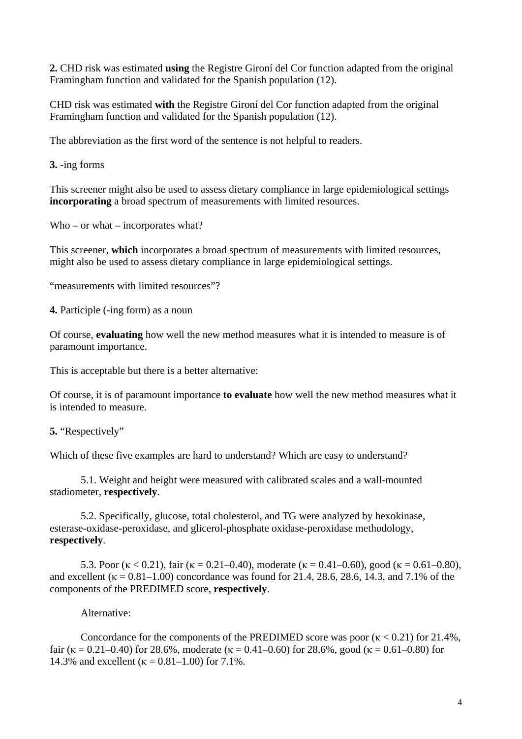**2.** CHD risk was estimated **using** the Registre Gironí del Cor function adapted from the original Framingham function and validated for the Spanish population (12).

CHD risk was estimated **with** the Registre Gironí del Cor function adapted from the original Framingham function and validated for the Spanish population (12).

The abbreviation as the first word of the sentence is not helpful to readers.

**3.** -ing forms

This screener might also be used to assess dietary compliance in large epidemiological settings **incorporating** a broad spectrum of measurements with limited resources.

Who – or what – incorporates what?

This screener, **which** incorporates a broad spectrum of measurements with limited resources, might also be used to assess dietary compliance in large epidemiological settings.

“measurements with limited resources”?

**4.** Participle (-ing form) as a noun

Of course, **evaluating** how well the new method measures what it is intended to measure is of paramount importance.

This is acceptable but there is a better alternative:

Of course, it is of paramount importance **to evaluate** how well the new method measures what it is intended to measure.

**5.** “Respectively”

Which of these five examples are hard to understand? Which are easy to understand?

5.1. Weight and height were measured with calibrated scales and a wall-mounted stadiometer, **respectively**.

5.2. Specifically, glucose, total cholesterol, and TG were analyzed by hexokinase, esterase-oxidase-peroxidase, and glicerol-phosphate oxidase-peroxidase methodology, **respectively**.

5.3. Poor ($\kappa < 0.21$), fair ($\kappa = 0.21$–$0.40$), moderate ($\kappa = 0.41$–$0.60$), good ($\kappa = 0.61$–$0.80$), and excellent ($\kappa = 0.81$–$1.00$) concordance was found for 21.4, 28.6, 28.6, 14.3, and 7.1% of the components of the PREDIMED score, **respectively**.

Alternative:

Concordance for the components of the PREDIMED score was poor ($\kappa < 0.21$) for 21.4%, fair ($\kappa = 0.21$–$0.40$) for 28.6%, moderate ($\kappa = 0.41$–$0.60$) for 28.6%, good ($\kappa = 0.61$–$0.80$) for 14.3% and excellent ($\kappa = 0.81$–$1.00$) for 7.1%.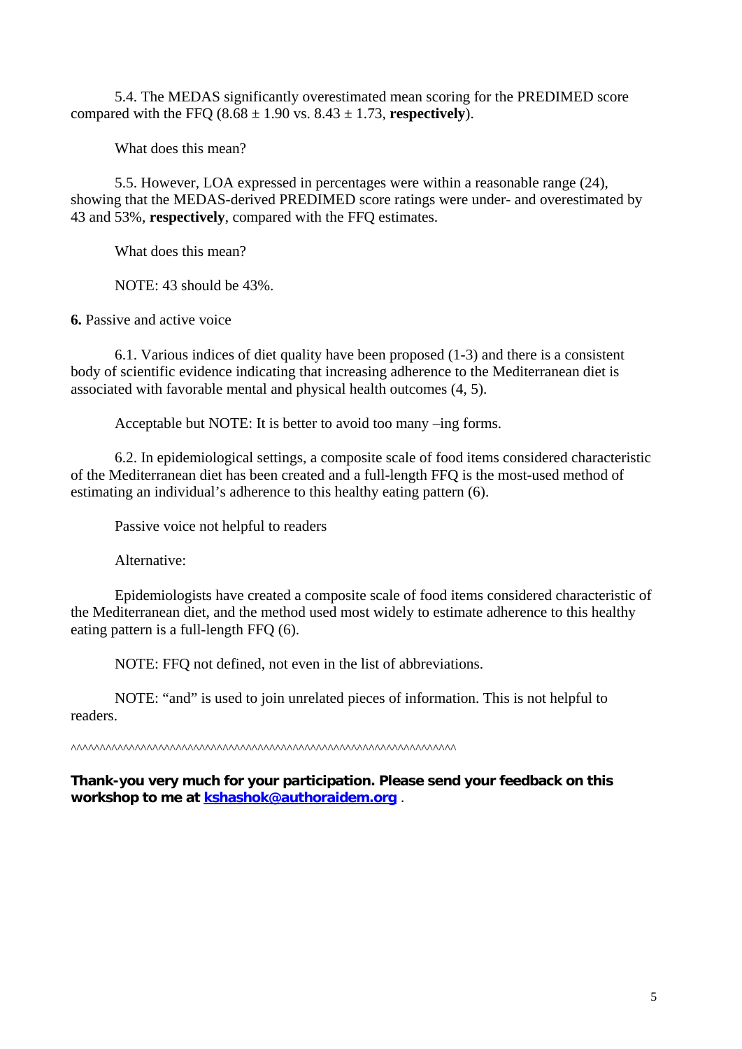5.4. The MEDAS significantly overestimated mean scoring for the PREDIMED score compared with the FFQ (8.68 ± 1.90 vs. 8.43 ± 1.73, **respectively**).

What does this mean?

5.5. However, LOA expressed in percentages were within a reasonable range (24), showing that the MEDAS-derived PREDIMED score ratings were under- and overestimated by 43 and 53%, **respectively**, compared with the FFQ estimates.

What does this mean?

NOTE: 43 should be 43%.

**6.** Passive and active voice

6.1. Various indices of diet quality have been proposed (1-3) and there is a consistent body of scientific evidence indicating that increasing adherence to the Mediterranean diet is associated with favorable mental and physical health outcomes (4, 5).

Acceptable but NOTE: It is better to avoid too many –ing forms.

6.2. In epidemiological settings, a composite scale of food items considered characteristic of the Mediterranean diet has been created and a full-length FFQ is the most-used method of estimating an individual's adherence to this healthy eating pattern (6).

Passive voice not helpful to readers

Alternative:

Epidemiologists have created a composite scale of food items considered characteristic of the Mediterranean diet, and the method used most widely to estimate adherence to this healthy eating pattern is a full-length FFQ (6).

NOTE: FFQ not defined, not even in the list of abbreviations.

NOTE: "and" is used to join unrelated pieces of information. This is not helpful to readers.

^^^^^^^^^^^^^^^^^^^^^^^^^^^^^^^^^^^^^^^^^^^^^^^^^^^^^^^^^^^^^^^^^^^^^^^^^^^

**Thank-you very much for your participation. Please send your feedback on this workshop to me at [kshashok@authoraidem.org](mailto:kshashok@authoraidem.org) .**